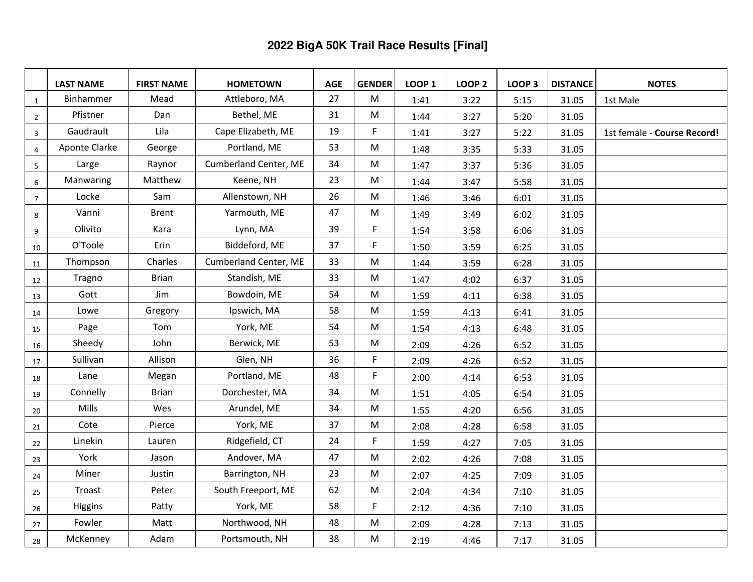# 2022 BigA 50K Trail Race Results [Final]

| | LAST NAME | FIRST NAME | HOMETOWN | AGE | GENDER | LOOP 1 | LOOP 2 | LOOP 3 | DISTANCE | NOTES |
|---|---|---|---|---|---|---|---|---|---|---|
| 1 | Binhammer | Mead | Attleboro, MA | 27 | M | 1:41 | 3:22 | 5:15 | 31.05 | 1st Male |
| 2 | Pfistner | Dan | Bethel, ME | 31 | M | 1:44 | 3:27 | 5:20 | 31.05 | |
| 3 | Gaudrault | Lila | Cape Elizabeth, ME | 19 | F | 1:41 | 3:27 | 5:22 | 31.05 | 1st female - **Course Record!** |
| 4 | Aponte Clarke | George | Portland, ME | 53 | M | 1:48 | 3:35 | 5:33 | 31.05 | |
| 5 | Large | Raynor | Cumberland Center, ME | 34 | M | 1:47 | 3:37 | 5:36 | 31.05 | |
| 6 | Manwaring | Matthew | Keene, NH | 23 | M | 1:44 | 3:47 | 5:58 | 31.05 | |
| 7 | Locke | Sam | Allenstown, NH | 26 | M | 1:46 | 3:46 | 6:01 | 31.05 | |
| 8 | Vanni | Brent | Yarmouth, ME | 47 | M | 1:49 | 3:49 | 6:02 | 31.05 | |
| 9 | Olivito | Kara | Lynn, MA | 39 | F | 1:54 | 3:58 | 6:06 | 31.05 | |
| 10 | O'Toole | Erin | Biddeford, ME | 37 | F | 1:50 | 3:59 | 6:25 | 31.05 | |
| 11 | Thompson | Charles | Cumberland Center, ME | 33 | M | 1:44 | 3:59 | 6:28 | 31.05 | |
| 12 | Tragno | Brian | Standish, ME | 33 | M | 1:47 | 4:02 | 6:37 | 31.05 | |
| 13 | Gott | Jim | Bowdoin, ME | 54 | M | 1:59 | 4:11 | 6:38 | 31.05 | |
| 14 | Lowe | Gregory | Ipswich, MA | 58 | M | 1:59 | 4:13 | 6:41 | 31.05 | |
| 15 | Page | Tom | York, ME | 54 | M | 1:54 | 4:13 | 6:48 | 31.05 | |
| 16 | Sheedy | John | Berwick, ME | 53 | M | 2:09 | 4:26 | 6:52 | 31.05 | |
| 17 | Sullivan | Allison | Glen, NH | 36 | F | 2:09 | 4:26 | 6:52 | 31.05 | |
| 18 | Lane | Megan | Portland, ME | 48 | F | 2:00 | 4:14 | 6:53 | 31.05 | |
| 19 | Connelly | Brian | Dorchester, MA | 34 | M | 1:51 | 4:05 | 6:54 | 31.05 | |
| 20 | Mills | Wes | Arundel, ME | 34 | M | 1:55 | 4:20 | 6:56 | 31.05 | |
| 21 | Cote | Pierce | York, ME | 37 | M | 2:08 | 4:28 | 6:58 | 31.05 | |
| 22 | Linekin | Lauren | Ridgefield, CT | 24 | F | 1:59 | 4:27 | 7:05 | 31.05 | |
| 23 | York | Jason | Andover, MA | 47 | M | 2:02 | 4:26 | 7:08 | 31.05 | |
| 24 | Miner | Justin | Barrington, NH | 23 | M | 2:07 | 4:25 | 7:09 | 31.05 | |
| 25 | Troast | Peter | South Freeport, ME | 62 | M | 2:04 | 4:34 | 7:10 | 31.05 | |
| 26 | Higgins | Patty | York, ME | 58 | F | 2:12 | 4:36 | 7:10 | 31.05 | |
| 27 | Fowler | Matt | Northwood, NH | 48 | M | 2:09 | 4:28 | 7:13 | 31.05 | |
| 28 | McKenney | Adam | Portsmouth, NH | 38 | M | 2:19 | 4:46 | 7:17 | 31.05 | |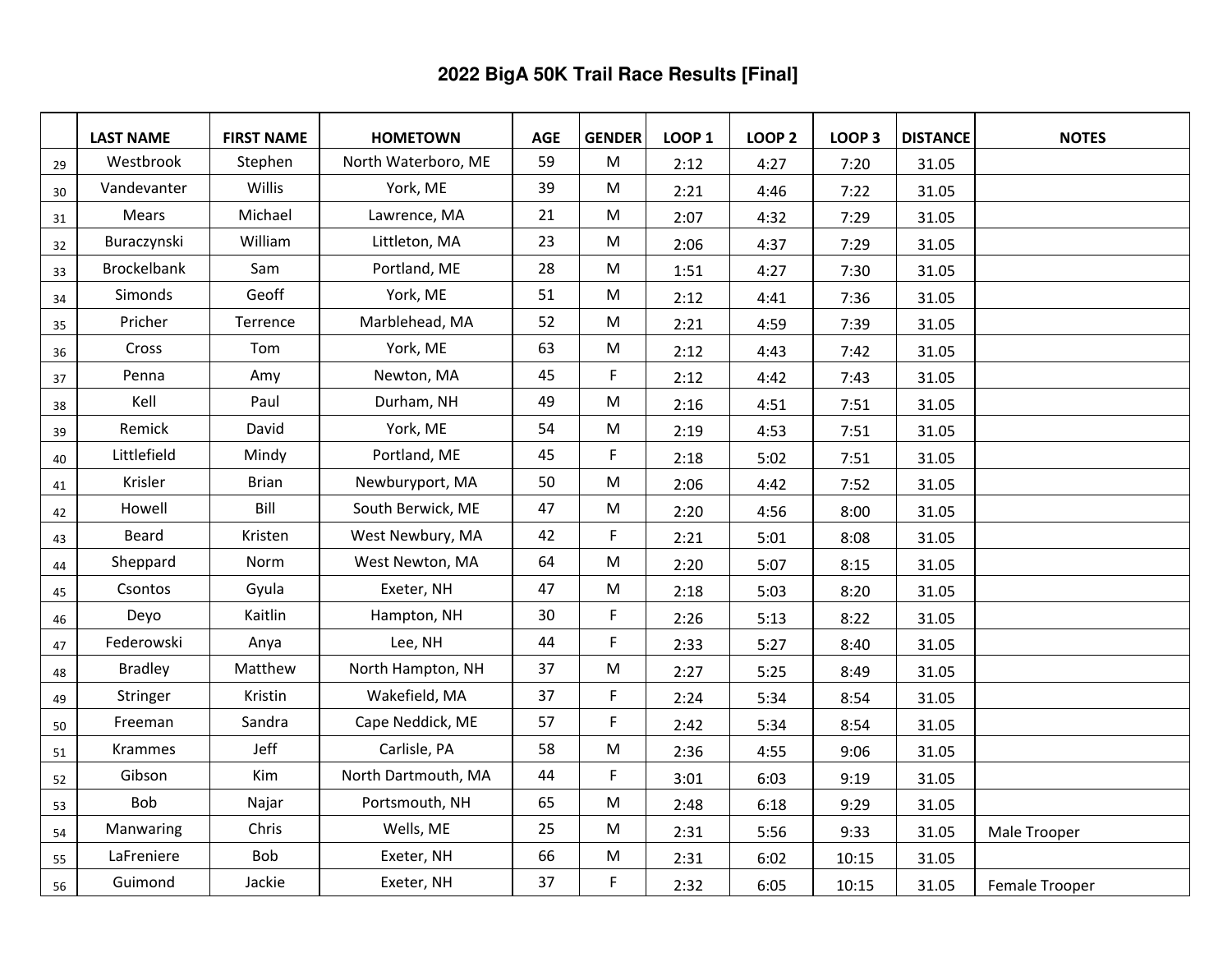# 2022 BigA 50K Trail Race Results [Final]

| | LAST NAME | FIRST NAME | HOMETOWN | AGE | GENDER | LOOP 1 | LOOP 2 | LOOP 3 | DISTANCE | NOTES |
|---|---|---|---|---|---|---|---|---|---|---|
| 29 | Westbrook | Stephen | North Waterboro, ME | 59 | M | 2:12 | 4:27 | 7:20 | 31.05 | |
| 30 | Vandevanter | Willis | York, ME | 39 | M | 2:21 | 4:46 | 7:22 | 31.05 | |
| 31 | Mears | Michael | Lawrence, MA | 21 | M | 2:07 | 4:32 | 7:29 | 31.05 | |
| 32 | Buraczynski | William | Littleton, MA | 23 | M | 2:06 | 4:37 | 7:29 | 31.05 | |
| 33 | Brockelbank | Sam | Portland, ME | 28 | M | 1:51 | 4:27 | 7:30 | 31.05 | |
| 34 | Simonds | Geoff | York, ME | 51 | M | 2:12 | 4:41 | 7:36 | 31.05 | |
| 35 | Pricher | Terrence | Marblehead, MA | 52 | M | 2:21 | 4:59 | 7:39 | 31.05 | |
| 36 | Cross | Tom | York, ME | 63 | M | 2:12 | 4:43 | 7:42 | 31.05 | |
| 37 | Penna | Amy | Newton, MA | 45 | F | 2:12 | 4:42 | 7:43 | 31.05 | |
| 38 | Kell | Paul | Durham, NH | 49 | M | 2:16 | 4:51 | 7:51 | 31.05 | |
| 39 | Remick | David | York, ME | 54 | M | 2:19 | 4:53 | 7:51 | 31.05 | |
| 40 | Littlefield | Mindy | Portland, ME | 45 | F | 2:18 | 5:02 | 7:51 | 31.05 | |
| 41 | Krisler | Brian | Newburyport, MA | 50 | M | 2:06 | 4:42 | 7:52 | 31.05 | |
| 42 | Howell | Bill | South Berwick, ME | 47 | M | 2:20 | 4:56 | 8:00 | 31.05 | |
| 43 | Beard | Kristen | West Newbury, MA | 42 | F | 2:21 | 5:01 | 8:08 | 31.05 | |
| 44 | Sheppard | Norm | West Newton, MA | 64 | M | 2:20 | 5:07 | 8:15 | 31.05 | |
| 45 | Csontos | Gyula | Exeter, NH | 47 | M | 2:18 | 5:03 | 8:20 | 31.05 | |
| 46 | Deyo | Kaitlin | Hampton, NH | 30 | F | 2:26 | 5:13 | 8:22 | 31.05 | |
| 47 | Federowski | Anya | Lee, NH | 44 | F | 2:33 | 5:27 | 8:40 | 31.05 | |
| 48 | Bradley | Matthew | North Hampton, NH | 37 | M | 2:27 | 5:25 | 8:49 | 31.05 | |
| 49 | Stringer | Kristin | Wakefield, MA | 37 | F | 2:24 | 5:34 | 8:54 | 31.05 | |
| 50 | Freeman | Sandra | Cape Neddick, ME | 57 | F | 2:42 | 5:34 | 8:54 | 31.05 | |
| 51 | Krammes | Jeff | Carlisle, PA | 58 | M | 2:36 | 4:55 | 9:06 | 31.05 | |
| 52 | Gibson | Kim | North Dartmouth, MA | 44 | F | 3:01 | 6:03 | 9:19 | 31.05 | |
| 53 | Bob | Najar | Portsmouth, NH | 65 | M | 2:48 | 6:18 | 9:29 | 31.05 | |
| 54 | Manwaring | Chris | Wells, ME | 25 | M | 2:31 | 5:56 | 9:33 | 31.05 | Male Trooper |
| 55 | LaFreniere | Bob | Exeter, NH | 66 | M | 2:31 | 6:02 | 10:15 | 31.05 | |
| 56 | Guimond | Jackie | Exeter, NH | 37 | F | 2:32 | 6:05 | 10:15 | 31.05 | Female Trooper |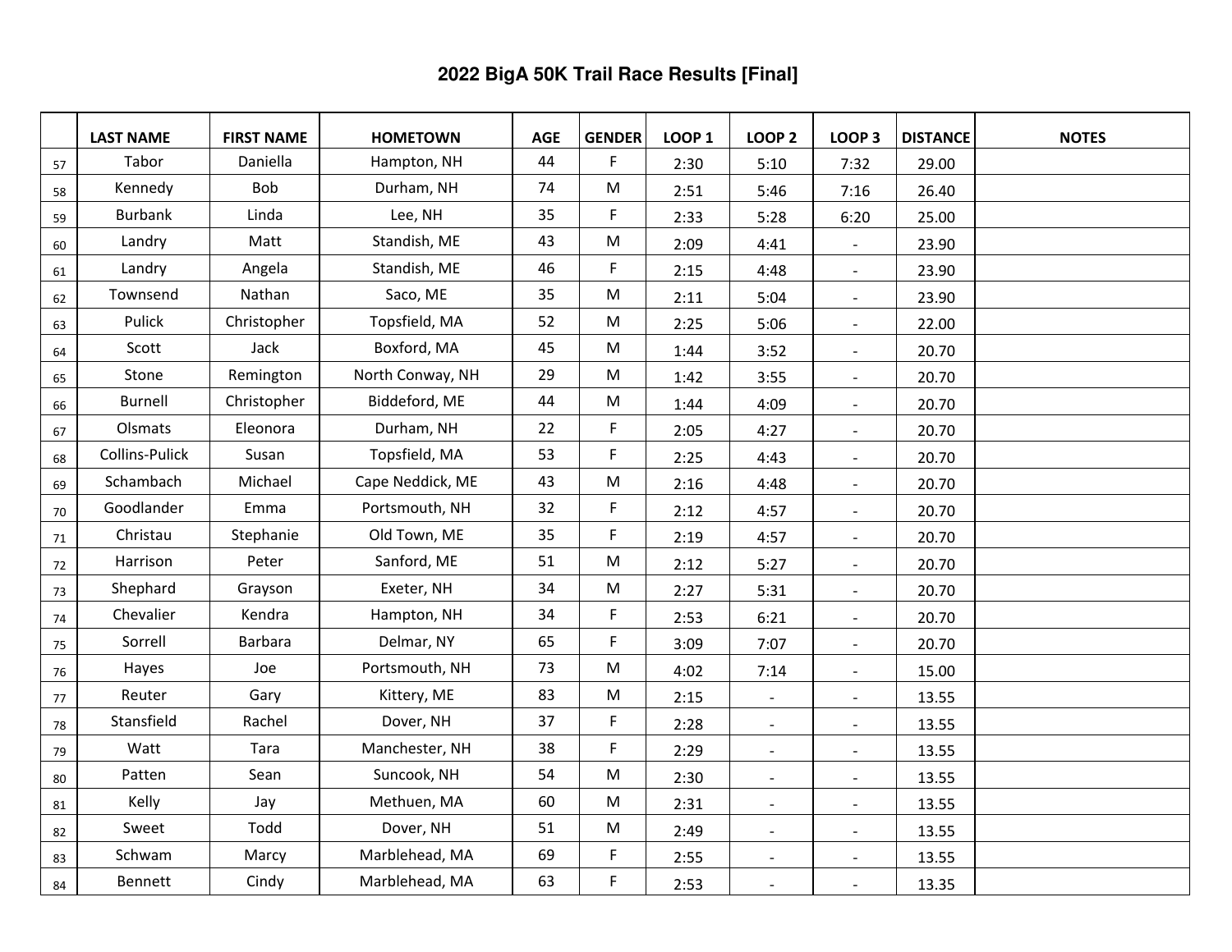# 2022 BigA 50K Trail Race Results [Final]

| | LAST NAME | FIRST NAME | HOMETOWN | AGE | GENDER | LOOP 1 | LOOP 2 | LOOP 3 | DISTANCE | NOTES |
|---|---|---|---|---|---|---|---|---|---|---|
| 57 | Tabor | Daniella | Hampton, NH | 44 | F | 2:30 | 5:10 | 7:32 | 29.00 | |
| 58 | Kennedy | Bob | Durham, NH | 74 | M | 2:51 | 5:46 | 7:16 | 26.40 | |
| 59 | Burbank | Linda | Lee, NH | 35 | F | 2:33 | 5:28 | 6:20 | 25.00 | |
| 60 | Landry | Matt | Standish, ME | 43 | M | 2:09 | 4:41 | - | 23.90 | |
| 61 | Landry | Angela | Standish, ME | 46 | F | 2:15 | 4:48 | - | 23.90 | |
| 62 | Townsend | Nathan | Saco, ME | 35 | M | 2:11 | 5:04 | - | 23.90 | |
| 63 | Pulick | Christopher | Topsfield, MA | 52 | M | 2:25 | 5:06 | - | 22.00 | |
| 64 | Scott | Jack | Boxford, MA | 45 | M | 1:44 | 3:52 | - | 20.70 | |
| 65 | Stone | Remington | North Conway, NH | 29 | M | 1:42 | 3:55 | - | 20.70 | |
| 66 | Burnell | Christopher | Biddeford, ME | 44 | M | 1:44 | 4:09 | - | 20.70 | |
| 67 | Olsmats | Eleonora | Durham, NH | 22 | F | 2:05 | 4:27 | - | 20.70 | |
| 68 | Collins-Pulick | Susan | Topsfield, MA | 53 | F | 2:25 | 4:43 | - | 20.70 | |
| 69 | Schambach | Michael | Cape Neddick, ME | 43 | M | 2:16 | 4:48 | - | 20.70 | |
| 70 | Goodlander | Emma | Portsmouth, NH | 32 | F | 2:12 | 4:57 | - | 20.70 | |
| 71 | Christau | Stephanie | Old Town, ME | 35 | F | 2:19 | 4:57 | - | 20.70 | |
| 72 | Harrison | Peter | Sanford, ME | 51 | M | 2:12 | 5:27 | - | 20.70 | |
| 73 | Shephard | Grayson | Exeter, NH | 34 | M | 2:27 | 5:31 | - | 20.70 | |
| 74 | Chevalier | Kendra | Hampton, NH | 34 | F | 2:53 | 6:21 | - | 20.70 | |
| 75 | Sorrell | Barbara | Delmar, NY | 65 | F | 3:09 | 7:07 | - | 20.70 | |
| 76 | Hayes | Joe | Portsmouth, NH | 73 | M | 4:02 | 7:14 | - | 15.00 | |
| 77 | Reuter | Gary | Kittery, ME | 83 | M | 2:15 | - | - | 13.55 | |
| 78 | Stansfield | Rachel | Dover, NH | 37 | F | 2:28 | - | - | 13.55 | |
| 79 | Watt | Tara | Manchester, NH | 38 | F | 2:29 | - | - | 13.55 | |
| 80 | Patten | Sean | Suncook, NH | 54 | M | 2:30 | - | - | 13.55 | |
| 81 | Kelly | Jay | Methuen, MA | 60 | M | 2:31 | - | - | 13.55 | |
| 82 | Sweet | Todd | Dover, NH | 51 | M | 2:49 | - | - | 13.55 | |
| 83 | Schwam | Marcy | Marblehead, MA | 69 | F | 2:55 | - | - | 13.55 | |
| 84 | Bennett | Cindy | Marblehead, MA | 63 | F | 2:53 | - | - | 13.35 | |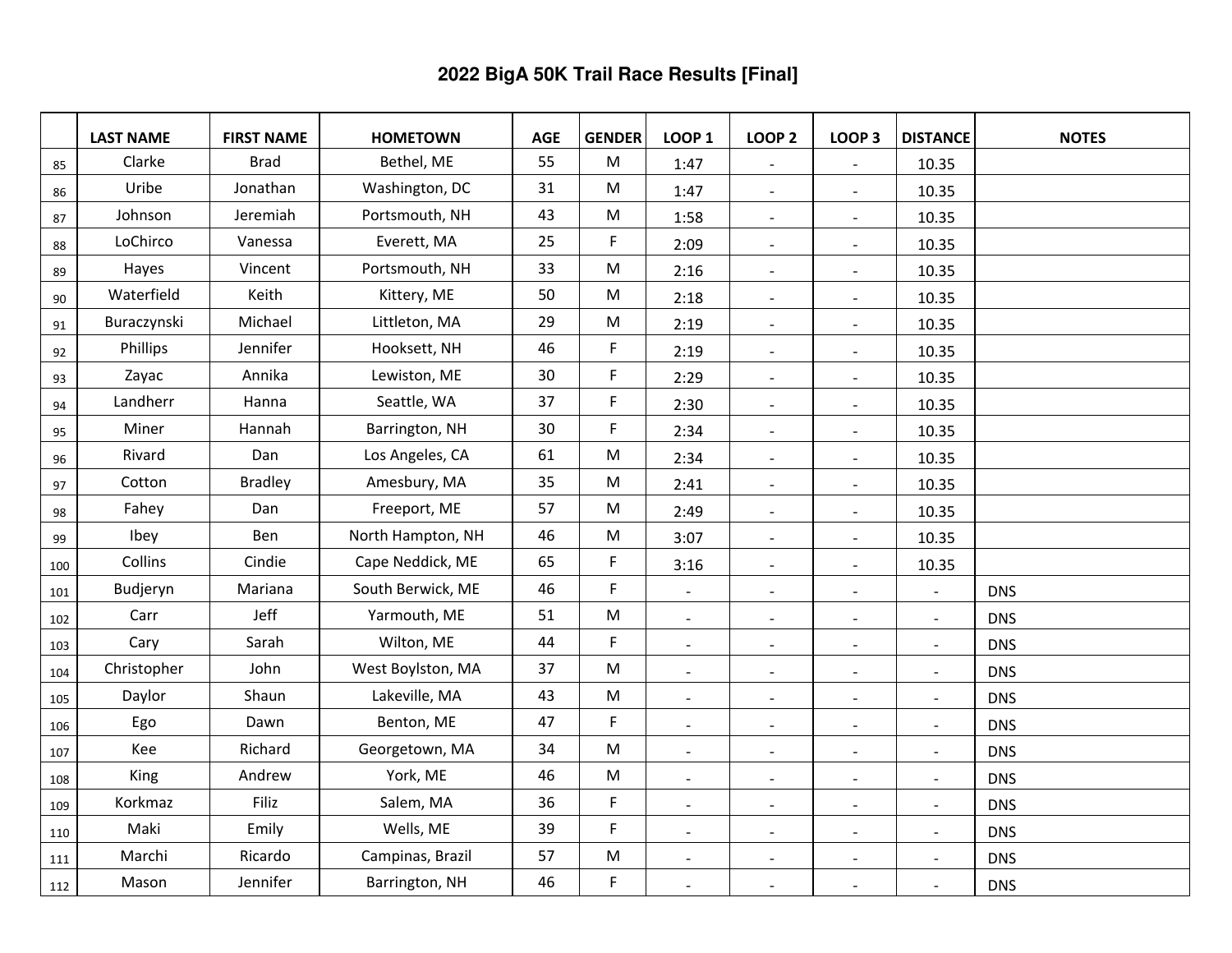# 2022 BigA 50K Trail Race Results [Final]

| | LAST NAME | FIRST NAME | HOMETOWN | AGE | GENDER | LOOP 1 | LOOP 2 | LOOP 3 | DISTANCE | NOTES |
|---|---|---|---|---|---|---|---|---|---|---|
| 85 | Clarke | Brad | Bethel, ME | 55 | M | 1:47 | - | - | 10.35 | |
| 86 | Uribe | Jonathan | Washington, DC | 31 | M | 1:47 | - | - | 10.35 | |
| 87 | Johnson | Jeremiah | Portsmouth, NH | 43 | M | 1:58 | - | - | 10.35 | |
| 88 | LoChirco | Vanessa | Everett, MA | 25 | F | 2:09 | - | - | 10.35 | |
| 89 | Hayes | Vincent | Portsmouth, NH | 33 | M | 2:16 | - | - | 10.35 | |
| 90 | Waterfield | Keith | Kittery, ME | 50 | M | 2:18 | - | - | 10.35 | |
| 91 | Buraczynski | Michael | Littleton, MA | 29 | M | 2:19 | - | - | 10.35 | |
| 92 | Phillips | Jennifer | Hooksett, NH | 46 | F | 2:19 | - | - | 10.35 | |
| 93 | Zayac | Annika | Lewiston, ME | 30 | F | 2:29 | - | - | 10.35 | |
| 94 | Landherr | Hanna | Seattle, WA | 37 | F | 2:30 | - | - | 10.35 | |
| 95 | Miner | Hannah | Barrington, NH | 30 | F | 2:34 | - | - | 10.35 | |
| 96 | Rivard | Dan | Los Angeles, CA | 61 | M | 2:34 | - | - | 10.35 | |
| 97 | Cotton | Bradley | Amesbury, MA | 35 | M | 2:41 | - | - | 10.35 | |
| 98 | Fahey | Dan | Freeport, ME | 57 | M | 2:49 | - | - | 10.35 | |
| 99 | Ibey | Ben | North Hampton, NH | 46 | M | 3:07 | - | - | 10.35 | |
| 100 | Collins | Cindie | Cape Neddick, ME | 65 | F | 3:16 | - | - | 10.35 | |
| 101 | Budjeryn | Mariana | South Berwick, ME | 46 | F | - | - | - | - | DNS |
| 102 | Carr | Jeff | Yarmouth, ME | 51 | M | - | - | - | - | DNS |
| 103 | Cary | Sarah | Wilton, ME | 44 | F | - | - | - | - | DNS |
| 104 | Christopher | John | West Boylston, MA | 37 | M | - | - | - | - | DNS |
| 105 | Daylor | Shaun | Lakeville, MA | 43 | M | - | - | - | - | DNS |
| 106 | Ego | Dawn | Benton, ME | 47 | F | - | - | - | - | DNS |
| 107 | Kee | Richard | Georgetown, MA | 34 | M | - | - | - | - | DNS |
| 108 | King | Andrew | York, ME | 46 | M | - | - | - | - | DNS |
| 109 | Korkmaz | Filiz | Salem, MA | 36 | F | - | - | - | - | DNS |
| 110 | Maki | Emily | Wells, ME | 39 | F | - | - | - | - | DNS |
| 111 | Marchi | Ricardo | Campinas, Brazil | 57 | M | - | - | - | - | DNS |
| 112 | Mason | Jennifer | Barrington, NH | 46 | F | - | - | - | - | DNS |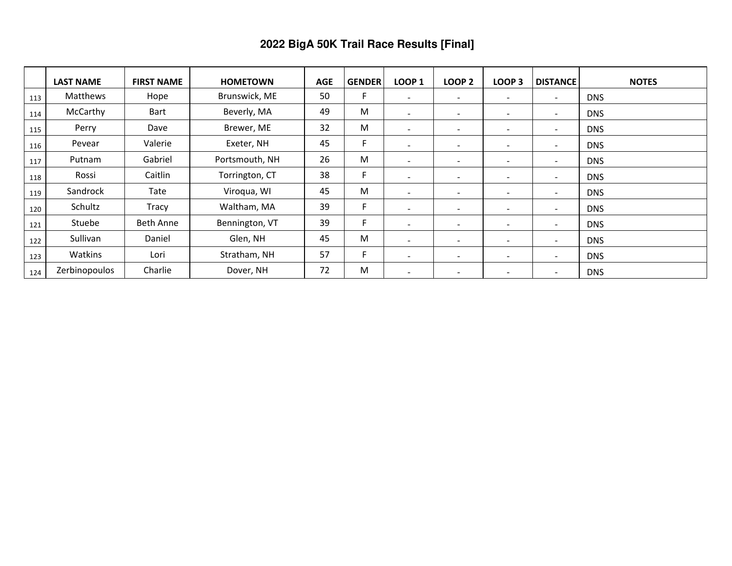# 2022 BigA 50K Trail Race Results [Final]

| | LAST NAME | FIRST NAME | HOMETOWN | AGE | GENDER | LOOP 1 | LOOP 2 | LOOP 3 | DISTANCE | NOTES |
|---|---|---|---|---|---|---|---|---|---|---|
| 113 | Matthews | Hope | Brunswick, ME | 50 | F | - | - | - | - | DNS |
| 114 | McCarthy | Bart | Beverly, MA | 49 | M | - | - | - | - | DNS |
| 115 | Perry | Dave | Brewer, ME | 32 | M | - | - | - | - | DNS |
| 116 | Pevear | Valerie | Exeter, NH | 45 | F | - | - | - | - | DNS |
| 117 | Putnam | Gabriel | Portsmouth, NH | 26 | M | - | - | - | - | DNS |
| 118 | Rossi | Caitlin | Torrington, CT | 38 | F | - | - | - | - | DNS |
| 119 | Sandrock | Tate | Viroqua, WI | 45 | M | - | - | - | - | DNS |
| 120 | Schultz | Tracy | Waltham, MA | 39 | F | - | - | - | - | DNS |
| 121 | Stuebe | Beth Anne | Bennington, VT | 39 | F | - | - | - | - | DNS |
| 122 | Sullivan | Daniel | Glen, NH | 45 | M | - | - | - | - | DNS |
| 123 | Watkins | Lori | Stratham, NH | 57 | F | - | - | - | - | DNS |
| 124 | Zerbinopoulos | Charlie | Dover, NH | 72 | M | - | - | - | - | DNS |